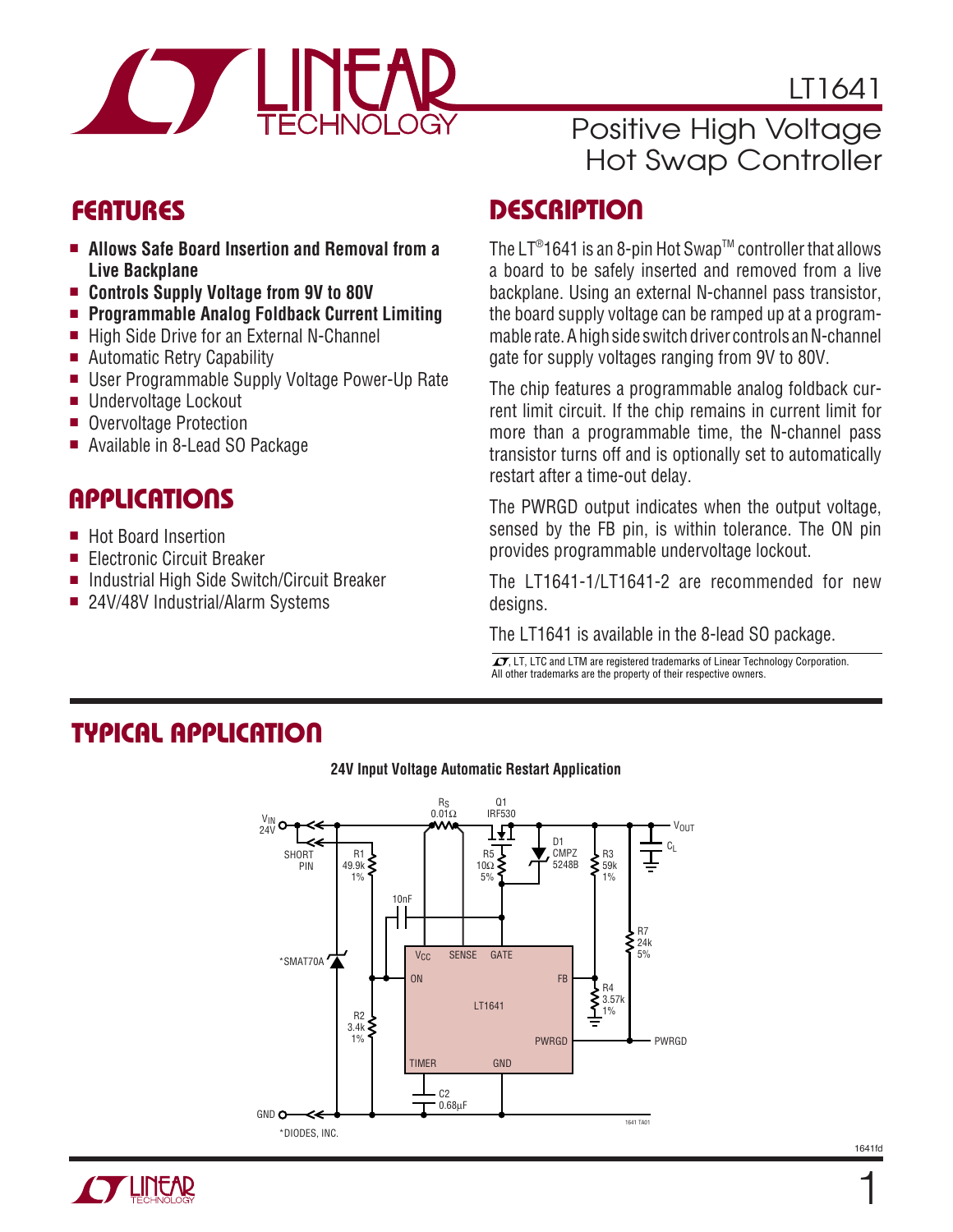# LT1641

## Positive High Voltage Hot Swap Controller

## FEATURES

- **Allows Safe Board Insertion and Removal from a Live Backplane**
- **Controls Supply Voltage from 9V to 80V**
- **Programmable Analog Foldback Current Limiting**
- High Side Drive for an External N-Channel
- Automatic Retry Capability
- User Programmable Supply Voltage Power-Up Rate
- Undervoltage Lockout
- Overvoltage Protection
- Available in 8-Lead SO Package

## APPLICATIONS

- Hot Board Insertion
- Electronic Circuit Breaker
- Industrial High Side Switch/Circuit Breaker
- 24V/48V Industrial/Alarm Systems

## DESCRIPTION

The LT®1641 is an 8-pin Hot Swap™ controller that allows a board to be safely inserted and removed from a live backplane. Using an external N-channel pass transistor, the board supply voltage can be ramped up at a programmable rate. A high side switch driver controls an N-channel gate for supply voltages ranging from 9V to 80V.

The chip features a programmable analog foldback current limit circuit. If the chip remains in current limit for more than a programmable time, the N-channel pass transistor turns off and is optionally set to automatically restart after a time-out delay.

The PWRGD output indicates when the output voltage, sensed by the FB pin, is within tolerance. The ON pin provides programmable undervoltage lockout.

The LT1641-1/LT1641-2 are recommended for new designs.

The LT1641 is available in the 8-lead SO package.

LT, LTC and LTM are registered trademarks of Linear Technology Corporation. All other trademarks are the property of their respective owners.

## TYPICAL APPLICATION

**24V Input Voltage Automatic Restart Application**

*DIODES, INC.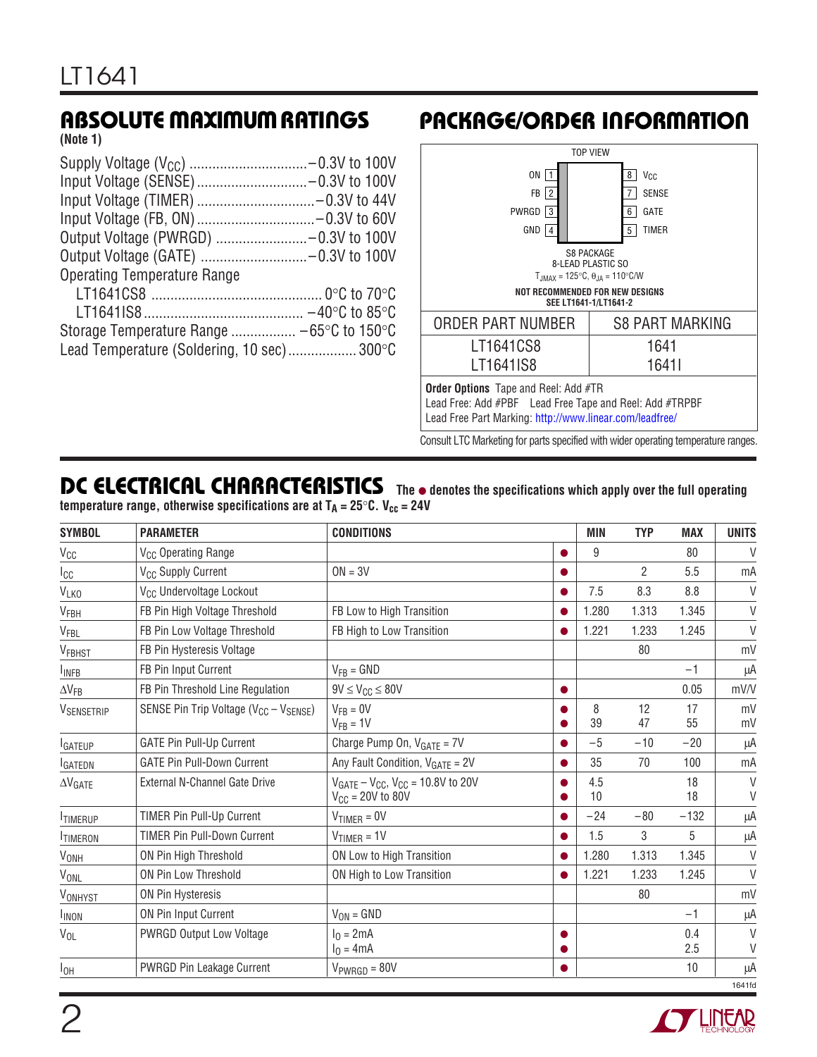## ABSOLUTE MAXIMUM RATINGS

**(Note 1)**

Supply Voltage ($V_{CC}$) ............................... –0.3V to 100V
Input Voltage (SENSE) ............................. –0.3V to 100V
Input Voltage (TIMER) ............................... –0.3V to 44V
Input Voltage (FB, ON) ............................... –0.3V to 60V
Output Voltage (PWRGD) ........................ –0.3V to 100V
Output Voltage (GATE) ........................... –0.3V to 100V
Operating Temperature Range
LT1641CS8 ............................................ 0°C to 70°C
LT1641IS8 ......................................... –40°C to 85°C
Storage Temperature Range ................. –65°C to 150°C
Lead Temperature (Soldering, 10 sec) ................. 300°C

## PACKAGE/ORDER INFORMATION

TOP VIEW

| Pin | Name | Pin | Name |
|---|---|---|---|
| 1 | ON | 8 | $V_{CC}$ |
| 2 | FB | 7 | SENSE |
| 3 | PWRGD | 6 | GATE |
| 4 | GND | 5 | TIMER |

S8 PACKAGE
8-LEAD PLASTIC SO
$T_{JMAX}$ = 125°C, $\theta_{JA}$ = 110°C/W

**NOT RECOMMENDED FOR NEW DESIGNS**
**SEE LT1641-1/LT1641-2**

| ORDER PART NUMBER | S8 PART MARKING |
|---|---|
| LT1641CS8 | 1641 |
| LT1641IS8 | 1641I |

**Order Options** Tape and Reel: Add #TR
Lead Free: Add #PBF Lead Free Tape and Reel: Add #TRPBF
Lead Free Part Marking: http://www.linear.com/leadfree/

Consult LTC Marketing for parts specified with wider operating temperature ranges.

## DC ELECTRICAL CHARACTERISTICS

**The ● denotes the specifications which apply over the full operating temperature range, otherwise specifications are at $T_A$ = 25°C. $V_{CC}$ = 24V**

| SYMBOL | PARAMETER | CONDITIONS | | MIN | TYP | MAX | UNITS |
|---|---|---|---|---|---|---|---|
| $V_{CC}$ | $V_{CC}$ Operating Range | | ● | 9 | | 80 | V |
| $I_{CC}$ | $V_{CC}$ Supply Current | ON = 3V | ● | | 2 | 5.5 | mA |
| $V_{LKO}$ | $V_{CC}$ Undervoltage Lockout | | ● | 7.5 | 8.3 | 8.8 | V |
| $V_{FBH}$ | FB Pin High Voltage Threshold | FB Low to High Transition | ● | 1.280 | 1.313 | 1.345 | V |
| $V_{FBL}$ | FB Pin Low Voltage Threshold | FB High to Low Transition | ● | 1.221 | 1.233 | 1.245 | V |
| $V_{FBHST}$ | FB Pin Hysteresis Voltage | | | | 80 | | mV |
| $I_{INFB}$ | FB Pin Input Current | $V_{FB}$ = GND | | | | –1 | µA |
| $\Delta V_{FB}$ | FB Pin Threshold Line Regulation | 9V ≤ $V_{CC}$ ≤ 80V | ● | | | 0.05 | mV/V |
| $V_{SENSETRIP}$ | SENSE Pin Trip Voltage ($V_{CC}$ – $V_{SENSE}$) | $V_{FB}$ = 0V<br>$V_{FB}$ = 1V | ●<br>● | 8<br>39 | 12<br>47 | 17<br>55 | mV<br>mV |
| $I_{GATEUP}$ | GATE Pin Pull-Up Current | Charge Pump On, $V_{GATE}$ = 7V | ● | –5 | –10 | –20 | µA |
| $I_{GATEDN}$ | GATE Pin Pull-Down Current | Any Fault Condition, $V_{GATE}$ = 2V | ● | 35 | 70 | 100 | mA |
| $\Delta V_{GATE}$ | External N-Channel Gate Drive | $V_{GATE}$ – $V_{CC}$, $V_{CC}$ = 10.8V to 20V<br>$V_{CC}$ = 20V to 80V | ●<br>● | 4.5<br>10 | | 18<br>18 | V<br>V |
| $I_{TIMERUP}$ | TIMER Pin Pull-Up Current | $V_{TIMER}$ = 0V | ● | –24 | –80 | –132 | µA |
| $I_{TIMERON}$ | TIMER Pin Pull-Down Current | $V_{TIMER}$ = 1V | ● | 1.5 | 3 | 5 | µA |
| $V_{ONH}$ | ON Pin High Threshold | ON Low to High Transition | ● | 1.280 | 1.313 | 1.345 | V |
| $V_{ONL}$ | ON Pin Low Threshold | ON High to Low Transition | ● | 1.221 | 1.233 | 1.245 | V |
| $V_{ONHYST}$ | ON Pin Hysteresis | | | | 80 | | mV |
| $I_{INON}$ | ON Pin Input Current | $V_{ON}$ = GND | | | | –1 | µA |
| $V_{OL}$ | PWRGD Output Low Voltage | $I_O$ = 2mA<br>$I_O$ = 4mA | ●<br>● | | | 0.4<br>2.5 | V<br>V |
| $I_{OH}$ | PWRGD Pin Leakage Current | $V_{PWRGD}$ = 80V | ● | | | 10 | µA |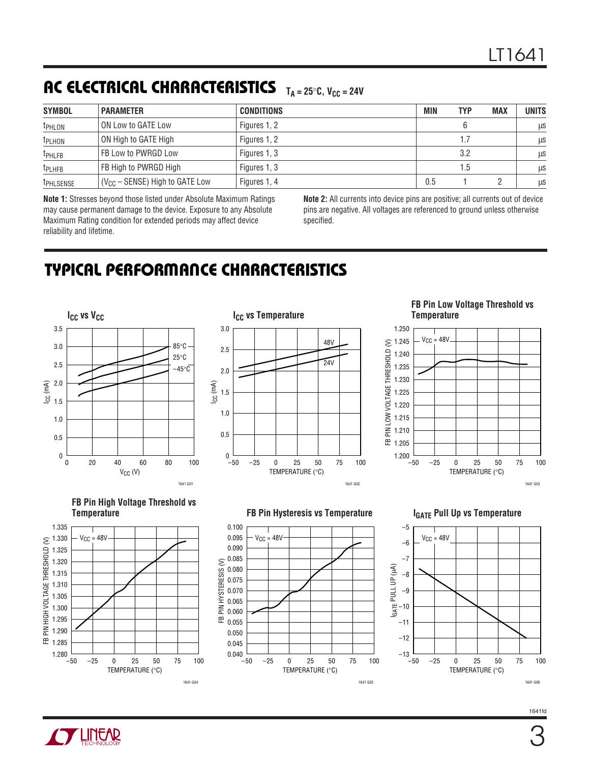## AC ELECTRICAL CHARACTERISTICS $T_A = 25°C$, $V_{CC} = 24V$

| SYMBOL | PARAMETER | CONDITIONS | MIN | TYP | MAX | UNITS |
|---|---|---|---|---|---|---|
| $t_{PHLON}$ | ON Low to GATE Low | Figures 1, 2 | | 6 | | µs |
| $t_{PLHON}$ | ON High to GATE High | Figures 1, 2 | | 1.7 | | µs |
| $t_{PHLFB}$ | FB Low to PWRGD Low | Figures 1, 3 | | 3.2 | | µs |
| $t_{PLHFB}$ | FB High to PWRGD High | Figures 1, 3 | | 1.5 | | µs |
| $t_{PHLSENSE}$ | ($V_{CC}$ – SENSE) High to GATE Low | Figures 1, 4 | 0.5 | 1 | 2 | µs |

**Note 1:** Stresses beyond those listed under Absolute Maximum Ratings may cause permanent damage to the device. Exposure to any Absolute Maximum Rating condition for extended periods may affect device reliability and lifetime.

**Note 2:** All currents into device pins are positive; all currents out of device pins are negative. All voltages are referenced to ground unless otherwise specified.

## TYPICAL PERFORMANCE CHARACTERISTICS

**$I_{CC}$ vs $V_{CC}$**

1641 G01

**$I_{CC}$ vs Temperature**

1641 G02

**FB Pin Low Voltage Threshold vs Temperature**

1641 G03

**FB Pin High Voltage Threshold vs Temperature**

1641 G04

**FB Pin Hysteresis vs Temperature**

1641 G05

**$I_{GATE}$ Pull Up vs Temperature**

1641 G06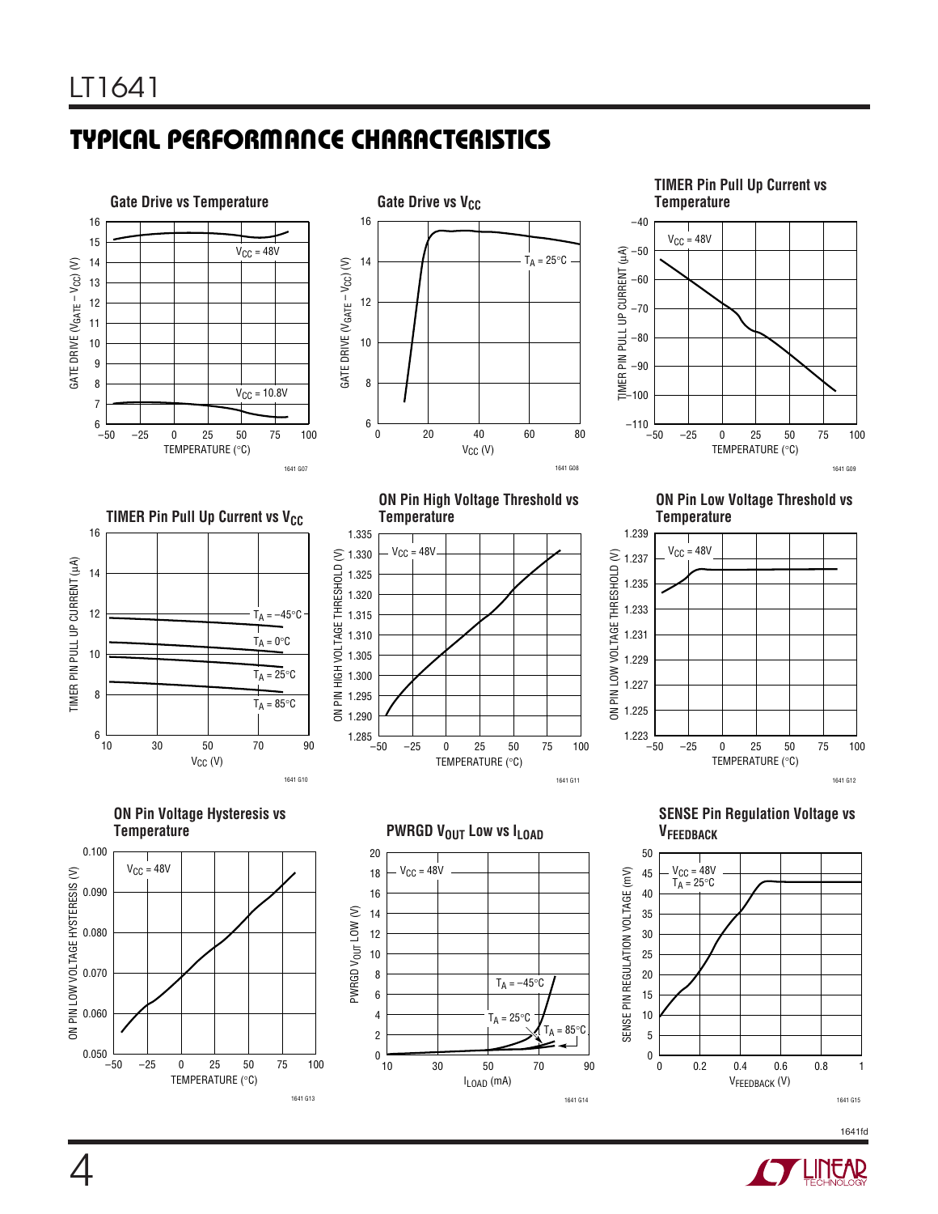## TYPICAL PERFORMANCE CHARACTERISTICS

**Gate Drive vs Temperature**

GATE DRIVE ($V_{GATE} – V_{CC}$) (V) vs TEMPERATURE (°C); $V_{CC}$ = 48V; $V_{CC}$ = 10.8V

1641 G07

**Gate Drive vs $V_{CC}$**

GATE DRIVE ($V_{GATE} – V_{CC}$) (V) vs $V_{CC}$ (V); $T_A$ = 25°C

1641 G08

**TIMER Pin Pull Up Current vs Temperature**

TIMER PIN PULL UP CURRENT (μA) vs TEMPERATURE (°C); $V_{CC}$ = 48V

1641 G09

**TIMER Pin Pull Up Current vs $V_{CC}$**

TIMER PIN PULL UP CURRENT (μA) vs $V_{CC}$ (V); $T_A$ = –45°C; $T_A$ = 0°C; $T_A$ = 25°C; $T_A$ = 85°C

1641 G10

**ON Pin High Voltage Threshold vs Temperature**

ON PIN HIGH VOLTAGE THRESHOLD (V) vs TEMPERATURE (°C); $V_{CC}$ = 48V

1641 G11

**ON Pin Low Voltage Threshold vs Temperature**

ON PIN LOW VOLTAGE THRESHOLD (V) vs TEMPERATURE (°C); $V_{CC}$ = 48V

1641 G12

**ON Pin Voltage Hysteresis vs Temperature**

ON PIN LOW VOLTAGE HYSTERESIS (V) vs TEMPERATURE (°C); $V_{CC}$ = 48V

1641 G13

**PWRGD $V_{OUT}$ Low vs $I_{LOAD}$**

PWRGD $V_{OUT}$ LOW (V) vs $I_{LOAD}$ (mA); $V_{CC}$ = 48V; $T_A$ = –45°C; $T_A$ = 25°C; $T_A$ = 85°C

1641 G14

**SENSE Pin Regulation Voltage vs $V_{FEEDBACK}$**

SENSE PIN REGULATION VOLTAGE (mV) vs $V_{FEEDBACK}$ (V); $V_{CC}$ = 48V; $T_A$ = 25°C

1641 G15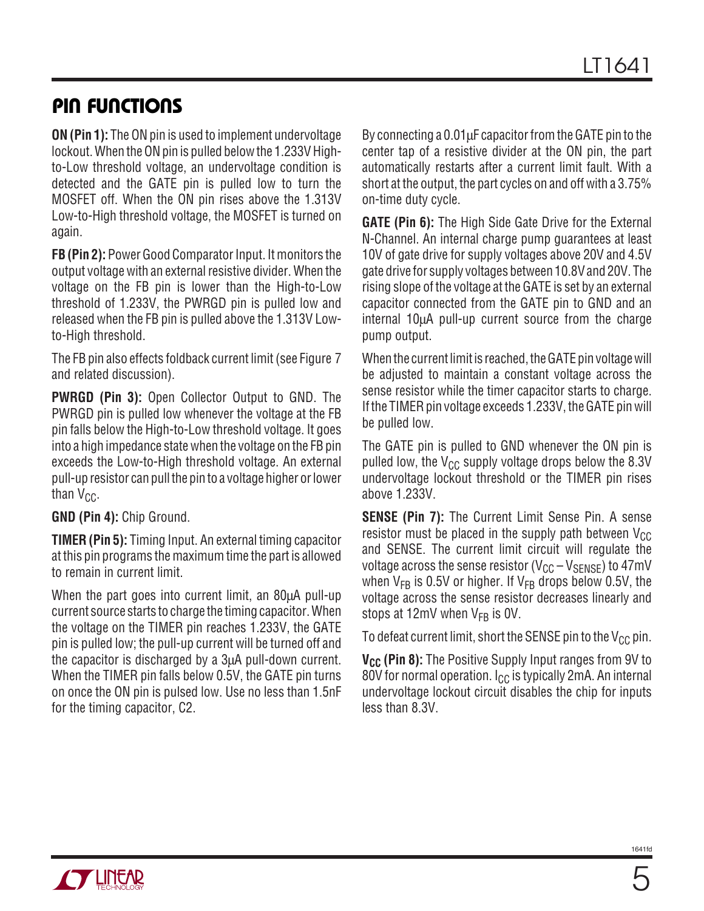## PIN FUNCTIONS

**ON (Pin 1):** The ON pin is used to implement undervoltage lockout. When the ON pin is pulled below the 1.233V High-to-Low threshold voltage, an undervoltage condition is detected and the GATE pin is pulled low to turn the MOSFET off. When the ON pin rises above the 1.313V Low-to-High threshold voltage, the MOSFET is turned on again.

**FB (Pin 2):** Power Good Comparator Input. It monitors the output voltage with an external resistive divider. When the voltage on the FB pin is lower than the High-to-Low threshold of 1.233V, the PWRGD pin is pulled low and released when the FB pin is pulled above the 1.313V Low-to-High threshold.

The FB pin also effects foldback current limit (see Figure 7 and related discussion).

**PWRGD (Pin 3):** Open Collector Output to GND. The PWRGD pin is pulled low whenever the voltage at the FB pin falls below the High-to-Low threshold voltage. It goes into a high impedance state when the voltage on the FB pin exceeds the Low-to-High threshold voltage. An external pull-up resistor can pull the pin to a voltage higher or lower than $V_{CC}$.

**GND (Pin 4):** Chip Ground.

**TIMER (Pin 5):** Timing Input. An external timing capacitor at this pin programs the maximum time the part is allowed to remain in current limit.

When the part goes into current limit, an 80μA pull-up current source starts to charge the timing capacitor. When the voltage on the TIMER pin reaches 1.233V, the GATE pin is pulled low; the pull-up current will be turned off and the capacitor is discharged by a 3μA pull-down current. When the TIMER pin falls below 0.5V, the GATE pin turns on once the ON pin is pulsed low. Use no less than 1.5nF for the timing capacitor, C2.

By connecting a 0.01μF capacitor from the GATE pin to the center tap of a resistive divider at the ON pin, the part automatically restarts after a current limit fault. With a short at the output, the part cycles on and off with a 3.75% on-time duty cycle.

**GATE (Pin 6):** The High Side Gate Drive for the External N-Channel. An internal charge pump guarantees at least 10V of gate drive for supply voltages above 20V and 4.5V gate drive for supply voltages between 10.8V and 20V. The rising slope of the voltage at the GATE is set by an external capacitor connected from the GATE pin to GND and an internal 10μA pull-up current source from the charge pump output.

When the current limit is reached, the GATE pin voltage will be adjusted to maintain a constant voltage across the sense resistor while the timer capacitor starts to charge. If the TIMER pin voltage exceeds 1.233V, the GATE pin will be pulled low.

The GATE pin is pulled to GND whenever the ON pin is pulled low, the $V_{CC}$ supply voltage drops below the 8.3V undervoltage lockout threshold or the TIMER pin rises above 1.233V.

**SENSE (Pin 7):** The Current Limit Sense Pin. A sense resistor must be placed in the supply path between $V_{CC}$ and SENSE. The current limit circuit will regulate the voltage across the sense resistor ($V_{CC} – V_{SENSE}$) to 47mV when $V_{FB}$ is 0.5V or higher. If $V_{FB}$ drops below 0.5V, the voltage across the sense resistor decreases linearly and stops at 12mV when $V_{FB}$ is 0V.

To defeat current limit, short the SENSE pin to the $V_{CC}$ pin.

**$V_{CC}$ (Pin 8):** The Positive Supply Input ranges from 9V to 80V for normal operation. $I_{CC}$ is typically 2mA. An internal undervoltage lockout circuit disables the chip for inputs less than 8.3V.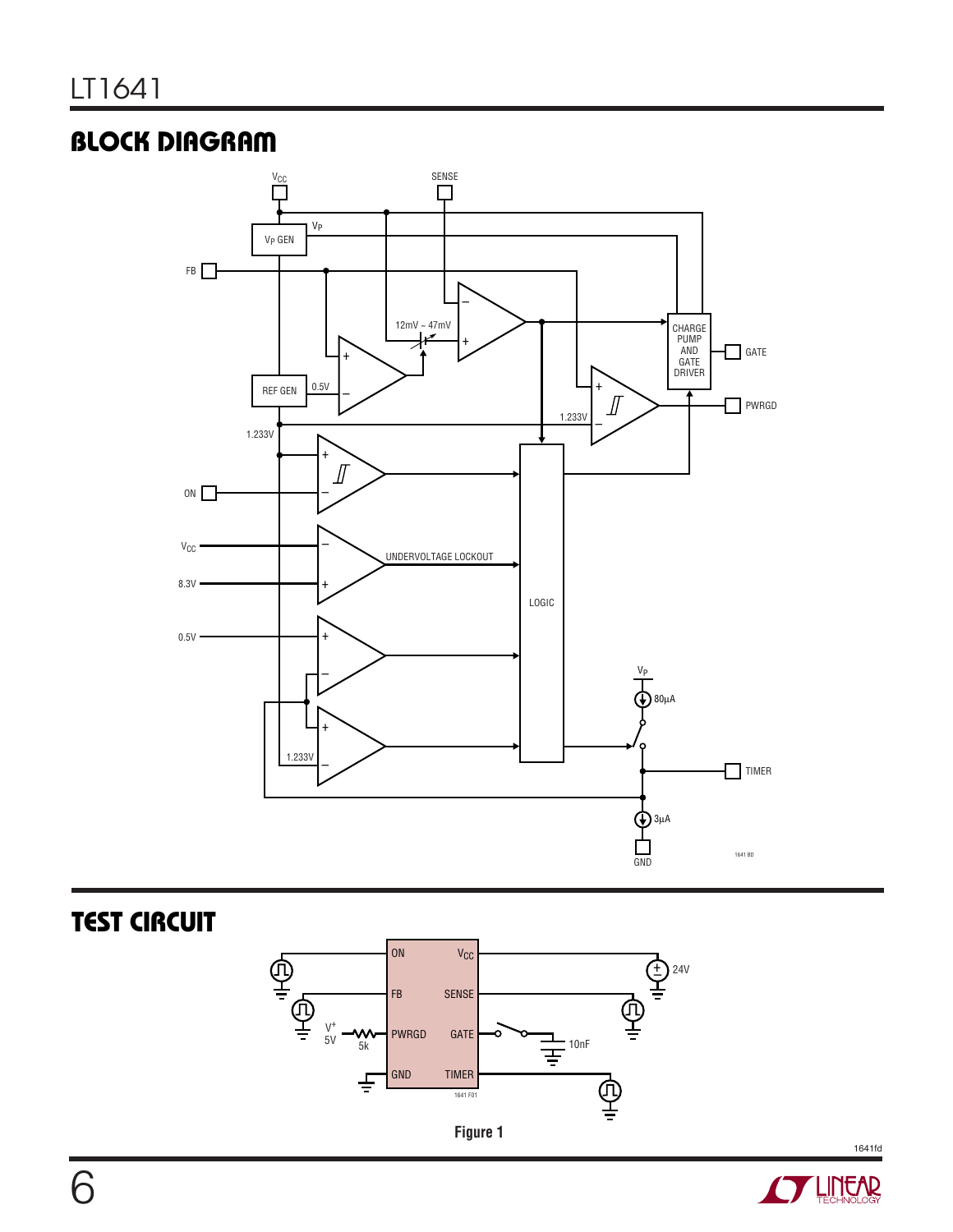## BLOCK DIAGRAM

## TEST CIRCUIT

Figure 1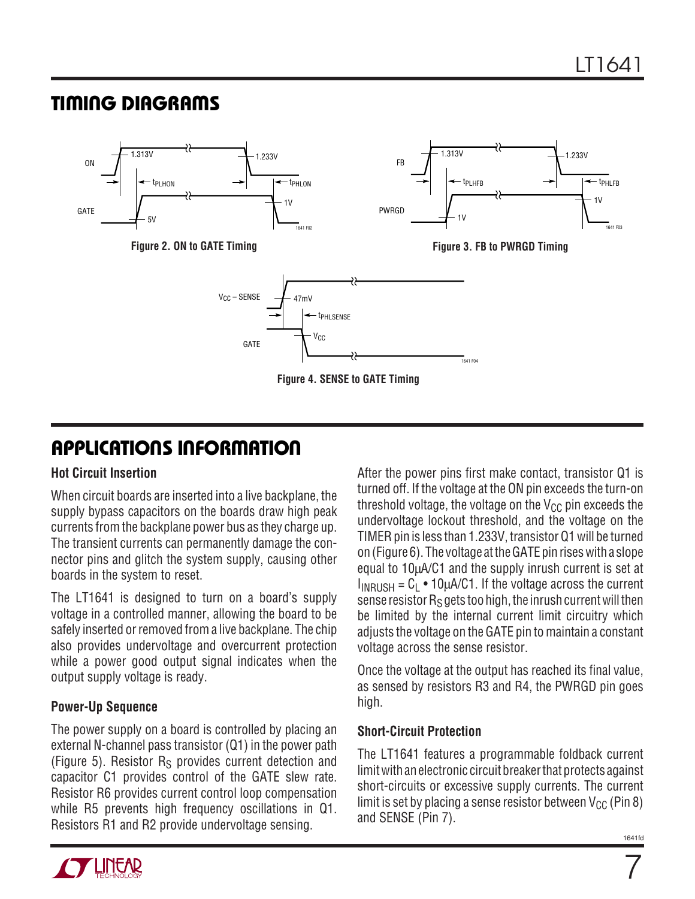## TIMING DIAGRAMS

Figure 2. ON to GATE Timing

Figure 3. FB to PWRGD Timing

Figure 4. SENSE to GATE Timing

## APPLICATIONS INFORMATION

### Hot Circuit Insertion

When circuit boards are inserted into a live backplane, the supply bypass capacitors on the boards draw high peak currents from the backplane power bus as they charge up. The transient currents can permanently damage the connector pins and glitch the system supply, causing other boards in the system to reset.

The LT1641 is designed to turn on a board's supply voltage in a controlled manner, allowing the board to be safely inserted or removed from a live backplane. The chip also provides undervoltage and overcurrent protection while a power good output signal indicates when the output supply voltage is ready.

### Power-Up Sequence

The power supply on a board is controlled by placing an external N-channel pass transistor (Q1) in the power path (Figure 5). Resistor $R_S$ provides current detection and capacitor C1 provides control of the GATE slew rate. Resistor R6 provides current control loop compensation while R5 prevents high frequency oscillations in Q1. Resistors R1 and R2 provide undervoltage sensing.

After the power pins first make contact, transistor Q1 is turned off. If the voltage at the ON pin exceeds the turn-on threshold voltage, the voltage on the $V_{CC}$ pin exceeds the undervoltage lockout threshold, and the voltage on the TIMER pin is less than 1.233V, transistor Q1 will be turned on (Figure 6). The voltage at the GATE pin rises with a slope equal to 10μA/C1 and the supply inrush current is set at $I_{INRUSH} = C_L \bullet 10\mu A/C1$. If the voltage across the current sense resistor $R_S$ gets too high, the inrush current will then be limited by the internal current limit circuitry which adjusts the voltage on the GATE pin to maintain a constant voltage across the sense resistor.

Once the voltage at the output has reached its final value, as sensed by resistors R3 and R4, the PWRGD pin goes high.

### Short-Circuit Protection

The LT1641 features a programmable foldback current limit with an electronic circuit breaker that protects against short-circuits or excessive supply currents. The current limit is set by placing a sense resistor between $V_{CC}$ (Pin 8) and SENSE (Pin 7).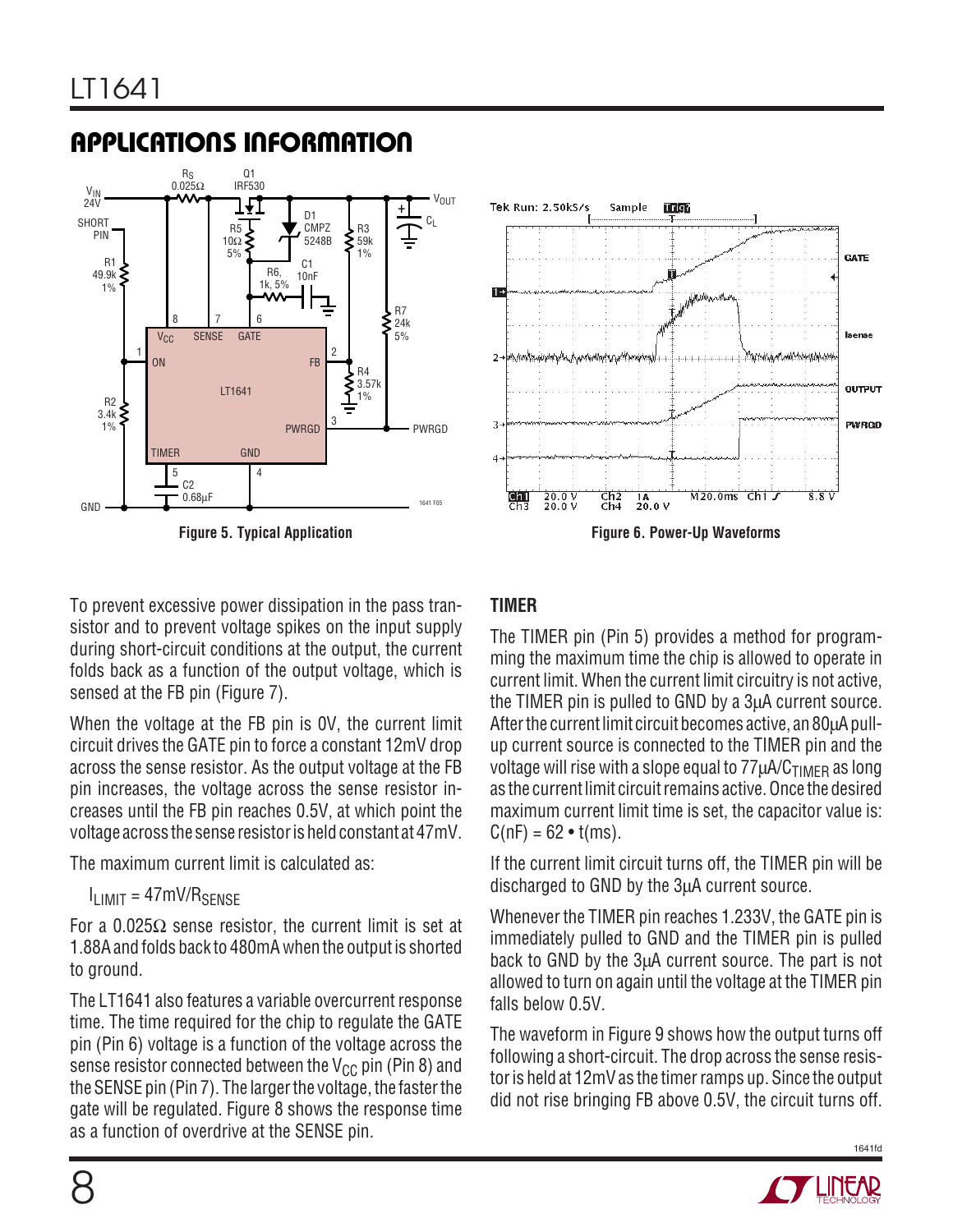## APPLICATIONS INFORMATION

Figure 5. Typical Application

Figure 6. Power-Up Waveforms

To prevent excessive power dissipation in the pass transistor and to prevent voltage spikes on the input supply during short-circuit conditions at the output, the current folds back as a function of the output voltage, which is sensed at the FB pin (Figure 7).

When the voltage at the FB pin is 0V, the current limit circuit drives the GATE pin to force a constant 12mV drop across the sense resistor. As the output voltage at the FB pin increases, the voltage across the sense resistor increases until the FB pin reaches 0.5V, at which point the voltage across the sense resistor is held constant at 47mV.

The maximum current limit is calculated as:

$I_{LIMIT} = 47mV/R_{SENSE}$

For a 0.025Ω sense resistor, the current limit is set at 1.88A and folds back to 480mA when the output is shorted to ground.

The LT1641 also features a variable overcurrent response time. The time required for the chip to regulate the GATE pin (Pin 6) voltage is a function of the voltage across the sense resistor connected between the $V_{CC}$ pin (Pin 8) and the SENSE pin (Pin 7). The larger the voltage, the faster the gate will be regulated. Figure 8 shows the response time as a function of overdrive at the SENSE pin.

### TIMER

The TIMER pin (Pin 5) provides a method for programming the maximum time the chip is allowed to operate in current limit. When the current limit circuitry is not active, the TIMER pin is pulled to GND by a 3μA current source. After the current limit circuit becomes active, an 80μA pull-up current source is connected to the TIMER pin and the voltage will rise with a slope equal to $77\mu A/C_{TIMER}$ as long as the current limit circuit remains active. Once the desired maximum current limit time is set, the capacitor value is: $C(nF) = 62 \cdot t(ms)$.

If the current limit circuit turns off, the TIMER pin will be discharged to GND by the 3μA current source.

Whenever the TIMER pin reaches 1.233V, the GATE pin is immediately pulled to GND and the TIMER pin is pulled back to GND by the 3μA current source. The part is not allowed to turn on again until the voltage at the TIMER pin falls below 0.5V.

The waveform in Figure 9 shows how the output turns off following a short-circuit. The drop across the sense resistor is held at 12mV as the timer ramps up. Since the output did not rise bringing FB above 0.5V, the circuit turns off.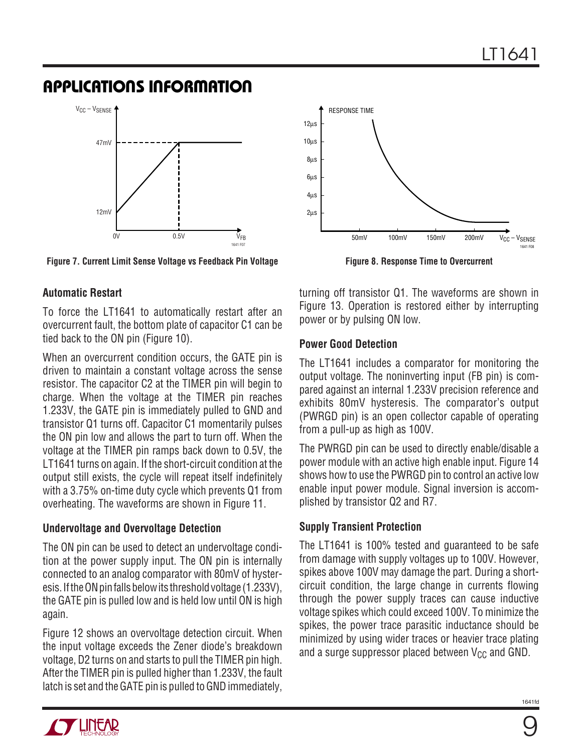## APPLICATIONS INFORMATION

Figure 7. Current Limit Sense Voltage vs Feedback Pin Voltage

Figure 8. Response Time to Overcurrent

### Automatic Restart

To force the LT1641 to automatically restart after an overcurrent fault, the bottom plate of capacitor C1 can be tied back to the ON pin (Figure 10).

When an overcurrent condition occurs, the GATE pin is driven to maintain a constant voltage across the sense resistor. The capacitor C2 at the TIMER pin will begin to charge. When the voltage at the TIMER pin reaches 1.233V, the GATE pin is immediately pulled to GND and transistor Q1 turns off. Capacitor C1 momentarily pulses the ON pin low and allows the part to turn off. When the voltage at the TIMER pin ramps back down to 0.5V, the LT1641 turns on again. If the short-circuit condition at the output still exists, the cycle will repeat itself indefinitely with a 3.75% on-time duty cycle which prevents Q1 from overheating. The waveforms are shown in Figure 11.

### Undervoltage and Overvoltage Detection

The ON pin can be used to detect an undervoltage condition at the power supply input. The ON pin is internally connected to an analog comparator with 80mV of hysteresis. If the ON pin falls below its threshold voltage (1.233V), the GATE pin is pulled low and is held low until ON is high again.

Figure 12 shows an overvoltage detection circuit. When the input voltage exceeds the Zener diode's breakdown voltage, D2 turns on and starts to pull the TIMER pin high. After the TIMER pin is pulled higher than 1.233V, the fault latch is set and the GATE pin is pulled to GND immediately, turning off transistor Q1. The waveforms are shown in Figure 13. Operation is restored either by interrupting power or by pulsing ON low.

### Power Good Detection

The LT1641 includes a comparator for monitoring the output voltage. The noninverting input (FB pin) is compared against an internal 1.233V precision reference and exhibits 80mV hysteresis. The comparator's output (PWRGD pin) is an open collector capable of operating from a pull-up as high as 100V.

The PWRGD pin can be used to directly enable/disable a power module with an active high enable input. Figure 14 shows how to use the PWRGD pin to control an active low enable input power module. Signal inversion is accomplished by transistor Q2 and R7.

### Supply Transient Protection

The LT1641 is 100% tested and guaranteed to be safe from damage with supply voltages up to 100V. However, spikes above 100V may damage the part. During a short-circuit condition, the large change in currents flowing through the power supply traces can cause inductive voltage spikes which could exceed 100V. To minimize the spikes, the power trace parasitic inductance should be minimized by using wider traces or heavier trace plating and a surge suppressor placed between $V_{CC}$ and GND.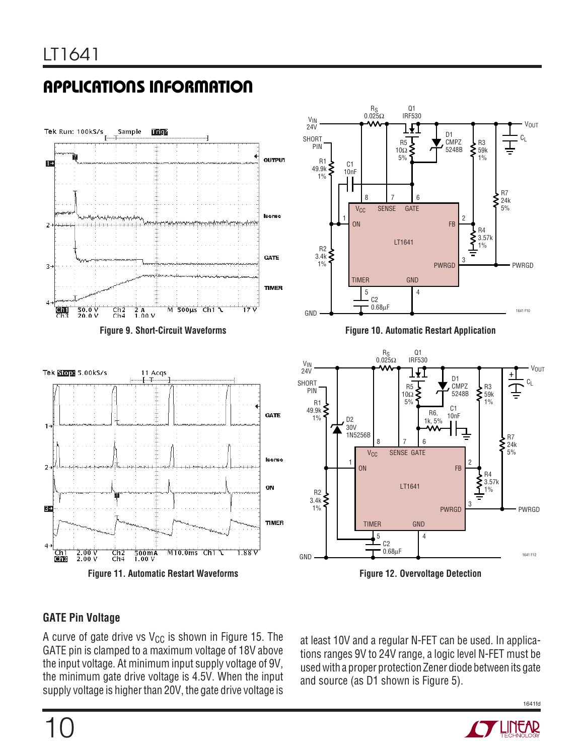## APPLICATIONS INFORMATION

Figure 9. Short-Circuit Waveforms

Figure 10. Automatic Restart Application

Figure 11. Automatic Restart Waveforms

Figure 12. Overvoltage Detection

### GATE Pin Voltage

A curve of gate drive vs $V_{CC}$ is shown in Figure 15. The GATE pin is clamped to a maximum voltage of 18V above the input voltage. At minimum input supply voltage of 9V, the minimum gate drive voltage is 4.5V. When the input supply voltage is higher than 20V, the gate drive voltage is at least 10V and a regular N-FET can be used. In applications ranges 9V to 24V range, a logic level N-FET must be used with a proper protection Zener diode between its gate and source (as D1 shown is Figure 5).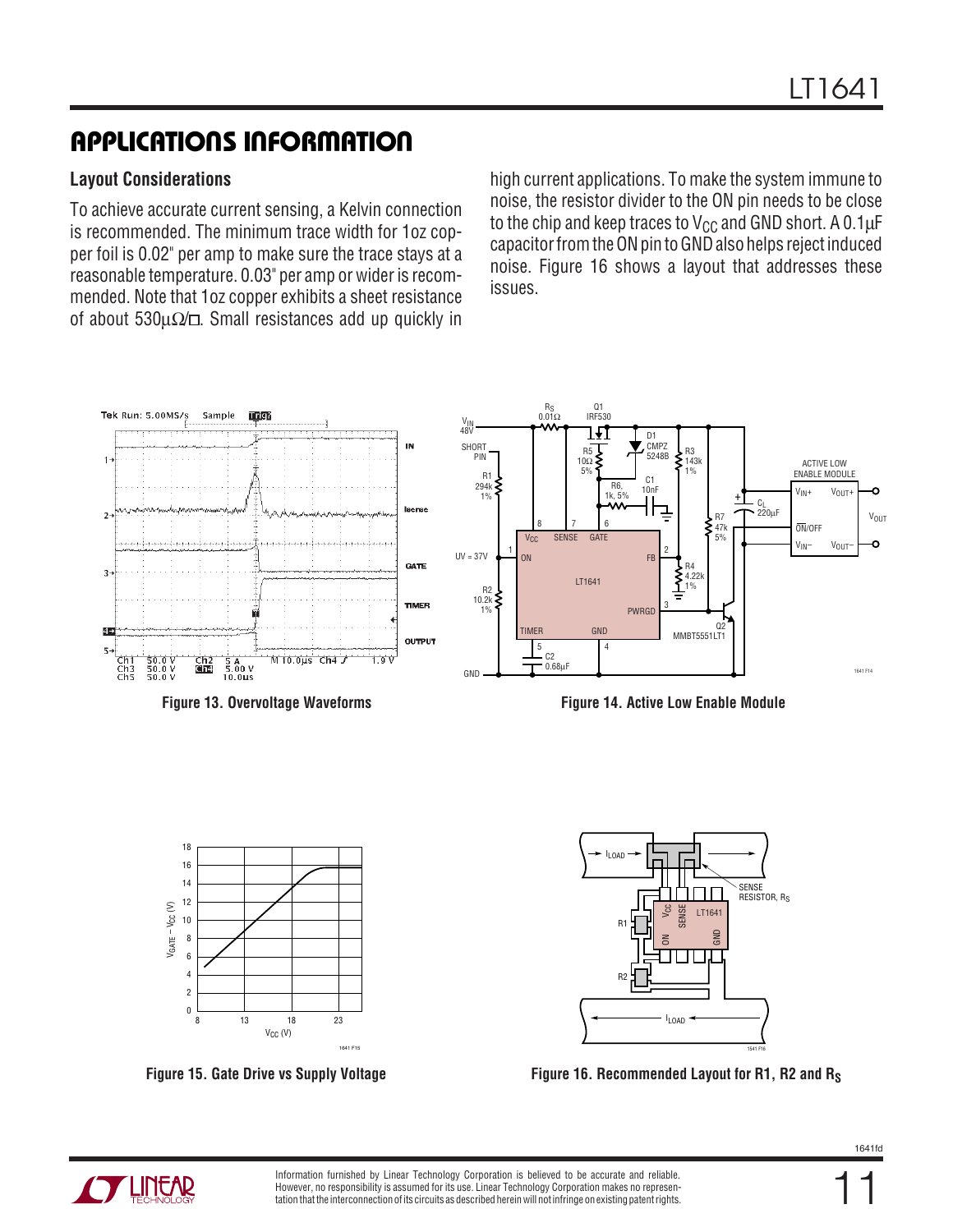## APPLICATIONS INFORMATION

### Layout Considerations

To achieve accurate current sensing, a Kelvin connection is recommended. The minimum trace width for 1oz copper foil is 0.02" per amp to make sure the trace stays at a reasonable temperature. 0.03" per amp or wider is recommended. Note that 1oz copper exhibits a sheet resistance of about 530μΩ/□. Small resistances add up quickly in high current applications. To make the system immune to noise, the resistor divider to the ON pin needs to be close to the chip and keep traces to $V_{CC}$ and GND short. A 0.1μF capacitor from the ON pin to GND also helps reject induced noise. Figure 16 shows a layout that addresses these issues.

Figure 13. Overvoltage Waveforms

Figure 14. Active Low Enable Module

Figure 15. Gate Drive vs Supply Voltage

Figure 16. Recommended Layout for R1, R2 and $R_S$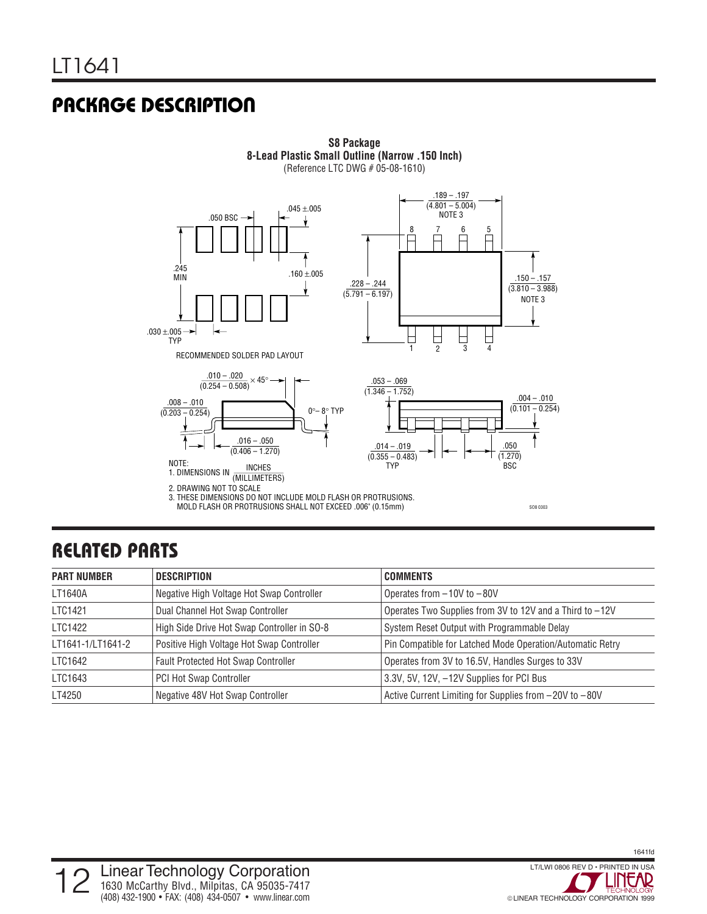## PACKAGE DESCRIPTION

**S8 Package**
**8-Lead Plastic Small Outline (Narrow .150 Inch)**
(Reference LTC DWG # 05-08-1610)

RECOMMENDED SOLDER PAD LAYOUT

NOTE:
1. DIMENSIONS IN INCHES (MILLIMETERS)
2. DRAWING NOT TO SCALE
3. THESE DIMENSIONS DO NOT INCLUDE MOLD FLASH OR PROTRUSIONS. MOLD FLASH OR PROTRUSIONS SHALL NOT EXCEED .006" (0.15mm)

## RELATED PARTS

| PART NUMBER | DESCRIPTION | COMMENTS |
|---|---|---|
| LT1640A | Negative High Voltage Hot Swap Controller | Operates from –10V to –80V |
| LTC1421 | Dual Channel Hot Swap Controller | Operates Two Supplies from 3V to 12V and a Third to –12V |
| LTC1422 | High Side Drive Hot Swap Controller in SO-8 | System Reset Output with Programmable Delay |
| LT1641-1/LT1641-2 | Positive High Voltage Hot Swap Controller | Pin Compatible for Latched Mode Operation/Automatic Retry |
| LTC1642 | Fault Protected Hot Swap Controller | Operates from 3V to 16.5V, Handles Surges to 33V |
| LTC1643 | PCI Hot Swap Controller | 3.3V, 5V, 12V, –12V Supplies for PCI Bus |
| LT4250 | Negative 48V Hot Swap Controller | Active Current Limiting for Supplies from –20V to –80V |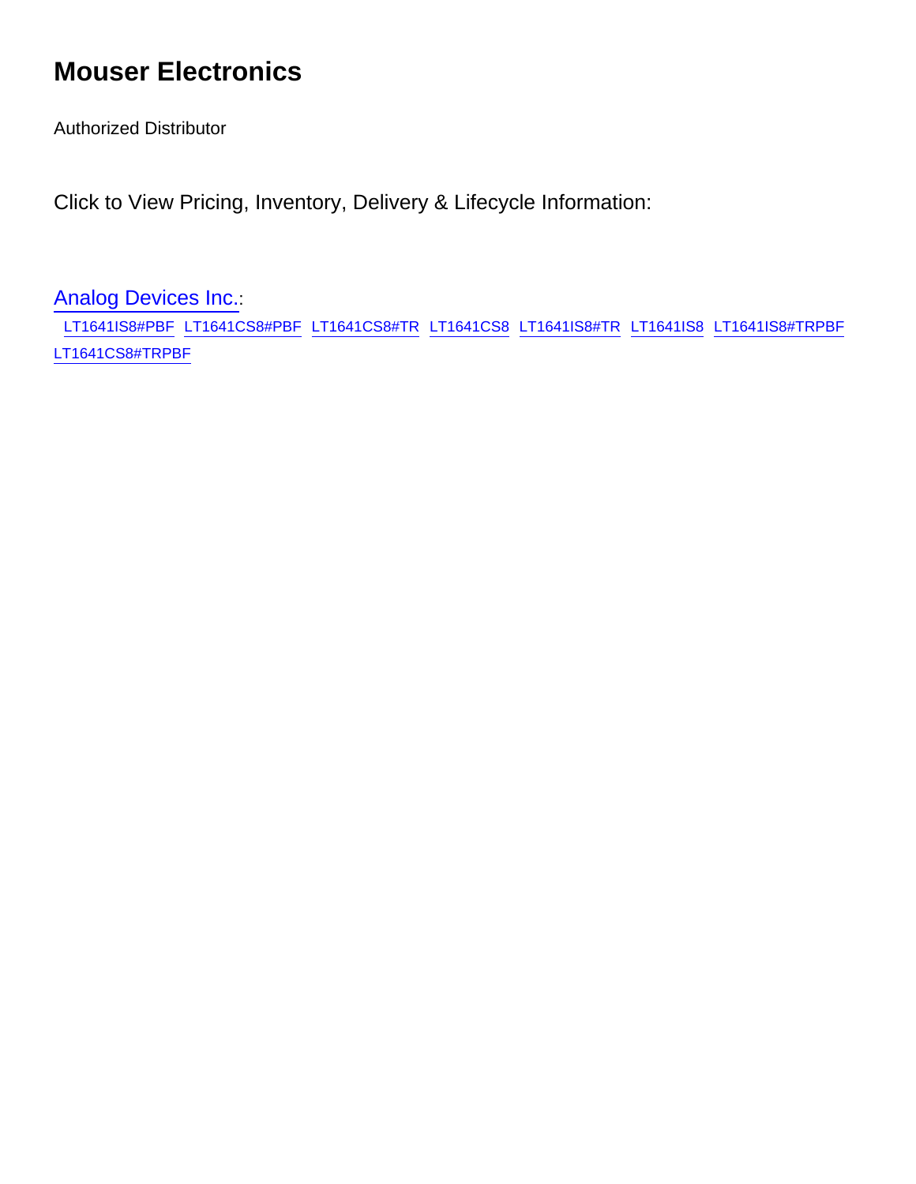# Mouser Electronics

Authorized Distributor

Click to View Pricing, Inventory, Delivery & Lifecycle Information:

Analog Devices Inc.:

LT1641IS8#PBF LT1641CS8#PBF LT1641CS8#TR LT1641CS8 LT1641IS8#TR LT1641IS8 LT1641IS8#TRPBF LT1641CS8#TRPBF